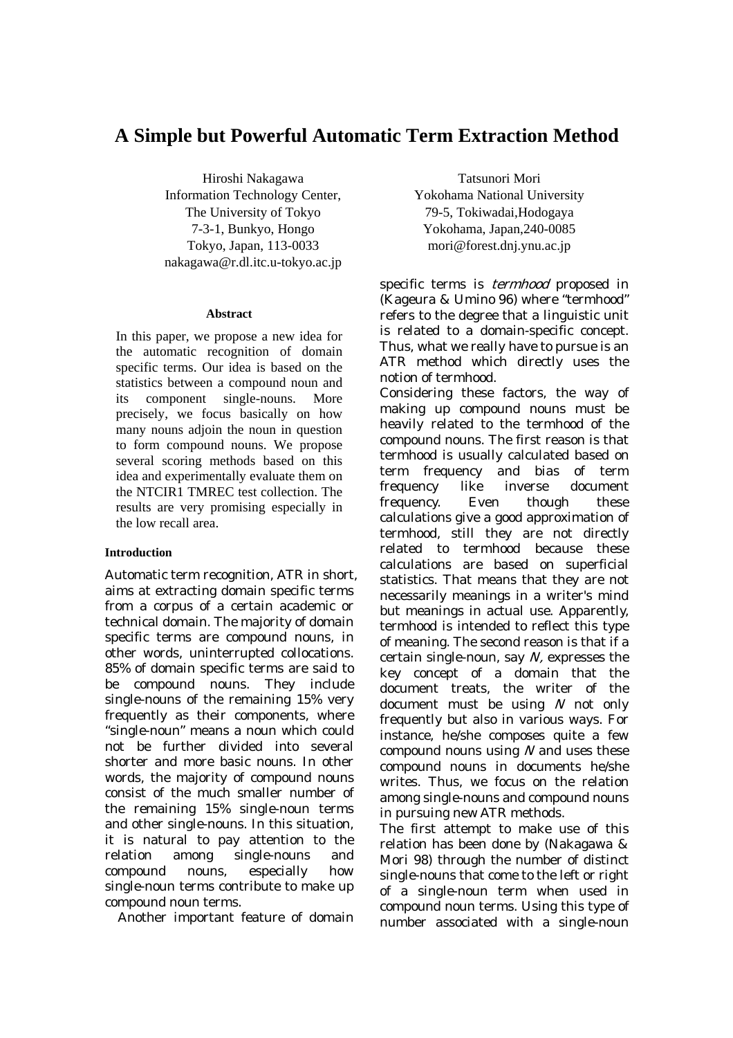# A Simple but Powerful Automatic Term Extraction Method

Hiroshi Nakagawa
Information Technology Center,
The University of Tokyo
7-3-1, Bunkyo, Hongo
Tokyo, Japan, 113-0033
nakagawa@r.dl.itc.u-tokyo.ac.jp

Tatsunori Mori
Yokohama National University
79-5, Tokiwadai,Hodogaya
Yokohama, Japan,240-0085
mori@forest.dnj.ynu.ac.jp

### Abstract

In this paper, we propose a new idea for the automatic recognition of domain specific terms. Our idea is based on the statistics between a compound noun and its component single-nouns. More precisely, we focus basically on how many nouns adjoin the noun in question to form compound nouns. We propose several scoring methods based on this idea and experimentally evaluate them on the NTCIR1 TMREC test collection. The results are very promising especially in the low recall area.

## Introduction

Automatic term recognition, ATR in short, aims at extracting domain specific terms from a corpus of a certain academic or technical domain. The majority of domain specific terms are compound nouns, in other words, uninterrupted collocations. 85% of domain specific terms are said to be compound nouns. They include single-nouns of the remaining 15% very frequently as their components, where "single-noun" means a noun which could not be further divided into several shorter and more basic nouns. In other words, the majority of compound nouns consist of the much smaller number of the remaining 15% single-noun terms and other single-nouns. In this situation, it is natural to pay attention to the relation among single-nouns and compound nouns, especially how single-noun terms contribute to make up compound noun terms.

Another important feature of domain specific terms is *termhood* proposed in (Kageura & Umino 96) where "termhood" refers to the degree that a linguistic unit is related to a domain-specific concept. Thus, what we really have to pursue is an ATR method which directly uses the notion of termhood.

Considering these factors, the way of making up compound nouns must be heavily related to the termhood of the compound nouns. The first reason is that termhood is usually calculated based on term frequency and bias of term frequency like inverse document frequency. Even though these calculations give a good approximation of termhood, still they are not directly related to termhood because these calculations are based on superficial statistics. That means that they are not necessarily meanings in a writer's mind but meanings in actual use. Apparently, termhood is intended to reflect this type of meaning. The second reason is that if a certain single-noun, say *N*, expresses the key concept of a domain that the document treats, the writer of the document must be using *N* not only frequently but also in various ways. For instance, he/she composes quite a few compound nouns using *N* and uses these compound nouns in documents he/she writes. Thus, we focus on the relation among single-nouns and compound nouns in pursuing new ATR methods.

The first attempt to make use of this relation has been done by (Nakagawa & Mori 98) through the number of distinct single-nouns that come to the left or right of a single-noun term when used in compound noun terms. Using this type of number associated with a single-noun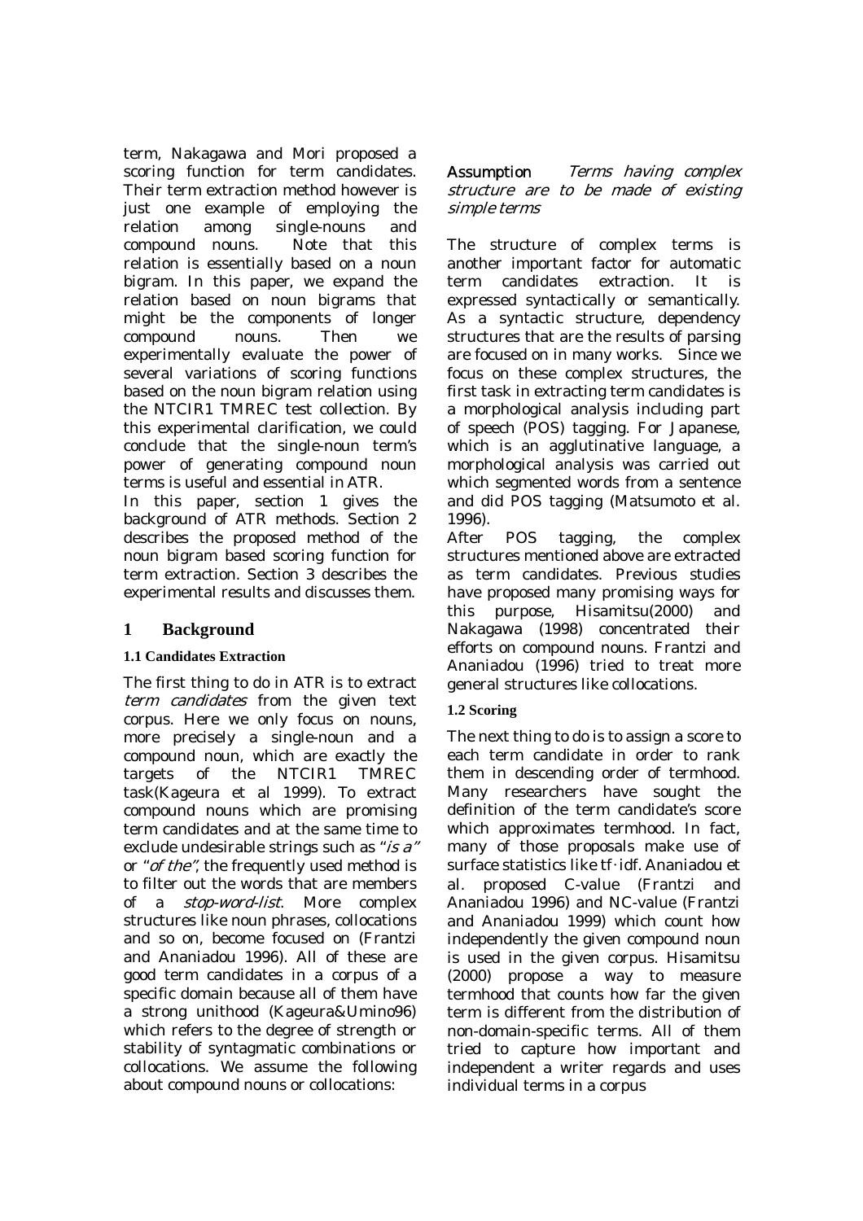term, Nakagawa and Mori proposed a scoring function for term candidates. Their term extraction method however is just one example of employing the relation among single-nouns and compound nouns. Note that this relation is essentially based on a noun bigram. In this paper, we expand the relation based on noun bigrams that might be the components of longer compound nouns. Then we experimentally evaluate the power of several variations of scoring functions based on the noun bigram relation using the NTCIR1 TMREC test collection. By this experimental clarification, we could conclude that the single-noun term's power of generating compound noun terms is useful and essential in ATR.

In this paper, section 1 gives the background of ATR methods. Section 2 describes the proposed method of the noun bigram based scoring function for term extraction. Section 3 describes the experimental results and discusses them.

# 1 Background

### 1.1 Candidates Extraction

The first thing to do in ATR is to extract *term candidates* from the given text corpus. Here we only focus on nouns, more precisely a single-noun and a compound noun, which are exactly the targets of the NTCIR1 TMREC task(Kageura et al 1999). To extract compound nouns which are promising term candidates and at the same time to exclude undesirable strings such as "*is a*" or "*of the*", the frequently used method is to filter out the words that are members of a *stop-word-list*. More complex structures like noun phrases, collocations and so on, become focused on (Frantzi and Ananiadou 1996). All of these are good term candidates in a corpus of a specific domain because all of them have a strong unithood (Kageura&Umino96) which refers to the degree of strength or stability of syntagmatic combinations or collocations. We assume the following about compound nouns or collocations:

**Assumption** *Terms having complex structure are to be made of existing simple terms*

The structure of complex terms is another important factor for automatic term candidates extraction. It is expressed syntactically or semantically. As a syntactic structure, dependency structures that are the results of parsing are focused on in many works. Since we focus on these complex structures, the first task in extracting term candidates is a morphological analysis including part of speech (POS) tagging. For Japanese, which is an agglutinative language, a morphological analysis was carried out which segmented words from a sentence and did POS tagging (Matsumoto et al. 1996).

After POS tagging, the complex structures mentioned above are extracted as term candidates. Previous studies have proposed many promising ways for this purpose, Hisamitsu(2000) and Nakagawa (1998) concentrated their efforts on compound nouns. Frantzi and Ananiadou (1996) tried to treat more general structures like collocations.

### 1.2 Scoring

The next thing to do is to assign a score to each term candidate in order to rank them in descending order of termhood. Many researchers have sought the definition of the term candidate's score which approximates termhood. In fact, many of those proposals make use of surface statistics like tf·idf. Ananiadou et al. proposed C-value (Frantzi and Ananiadou 1996) and NC-value (Frantzi and Ananiadou 1999) which count how independently the given compound noun is used in the given corpus. Hisamitsu (2000) propose a way to measure termhood that counts how far the given term is different from the distribution of non-domain-specific terms. All of them tried to capture how important and independent a writer regards and uses individual terms in a corpus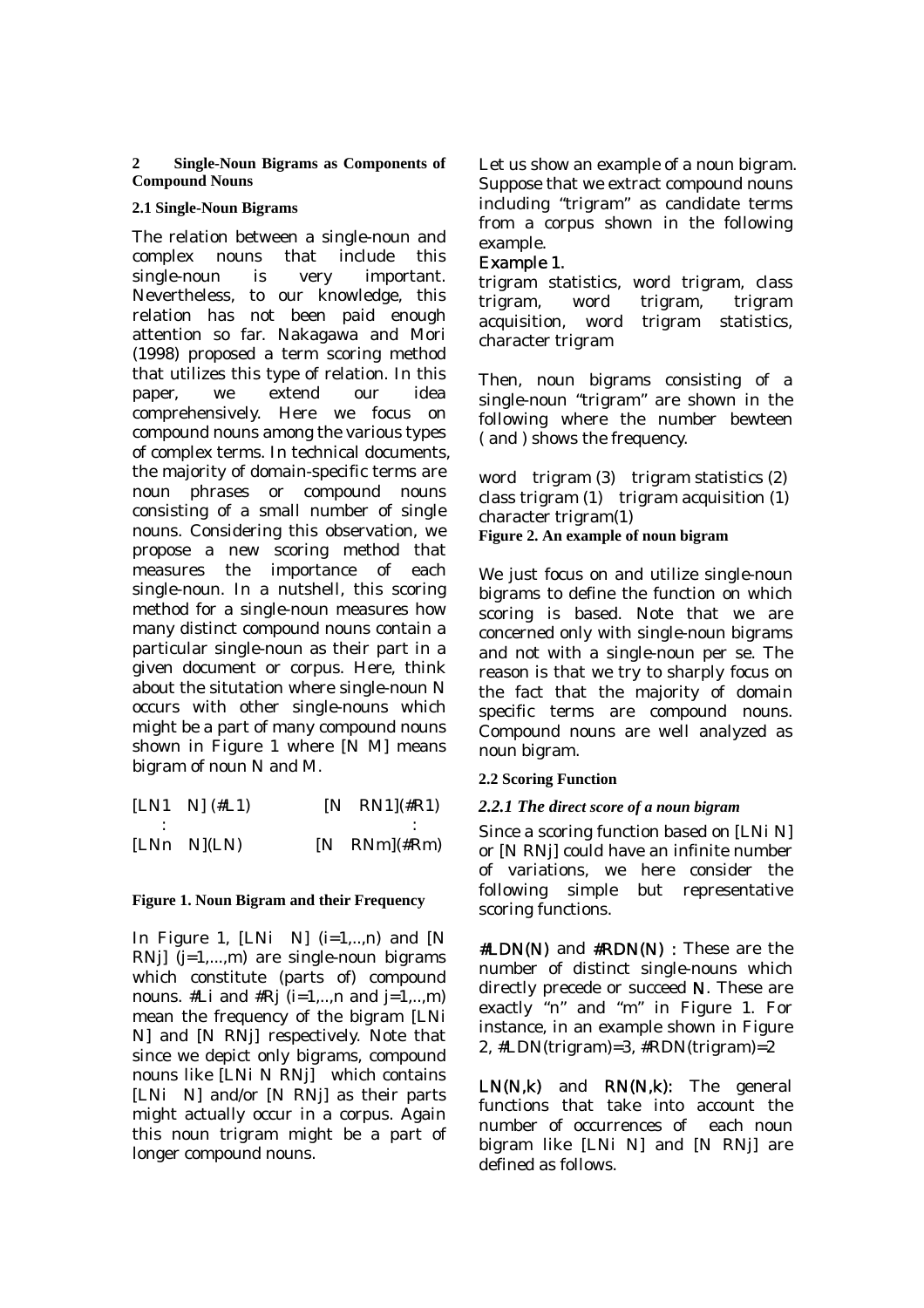## 2 Single-Noun Bigrams as Components of Compound Nouns

### 2.1 Single-Noun Bigrams

The relation between a single-noun and complex nouns that include this single-noun is very important. Nevertheless, to our knowledge, this relation has not been paid enough attention so far. Nakagawa and Mori (1998) proposed a term scoring method that utilizes this type of relation. In this paper, we extend our idea comprehensively. Here we focus on compound nouns among the various types of complex terms. In technical documents, the majority of domain-specific terms are noun phrases or compound nouns consisting of a small number of single nouns. Considering this observation, we propose a new scoring method that measures the importance of each single-noun. In a nutshell, this scoring method for a single-noun measures how many distinct compound nouns contain a particular single-noun as their part in a given document or corpus. Here, think about the situtation where single-noun N occurs with other single-nouns which might be a part of many compound nouns shown in Figure 1 where [N M] means bigram of noun N and M.

```
[LN1  N] (#L1)          [N  RN1](#R1)
   :                           :
[LNn  N](LN)            [N  RNm](#Rm)
```

**Figure 1. Noun Bigram and their Frequency**

In Figure 1, [LNi N] (i=1,..,n) and [N RNj] (j=1,...,m) are single-noun bigrams which constitute (parts of) compound nouns. #Li and #Rj (i=1,..,n and j=1,..,m) mean the frequency of the bigram [LNi N] and [N RNj] respectively. Note that since we depict only bigrams, compound nouns like [LNi N RNj] which contains [LNi N] and/or [N RNj] as their parts might actually occur in a corpus. Again this noun trigram might be a part of longer compound nouns.

Let us show an example of a noun bigram. Suppose that we extract compound nouns including "trigram" as candidate terms from a corpus shown in the following example.

**Example 1.**

trigram statistics, word trigram, class trigram, word trigram, trigram acquisition, word trigram statistics, character trigram

Then, noun bigrams consisting of a single-noun "trigram" are shown in the following where the number bewteen ( and ) shows the frequency.

```
word  trigram (3)   trigram statistics (2)
class trigram (1)   trigram acquisition (1)
character trigram(1)
```

**Figure 2. An example of noun bigram**

We just focus on and utilize single-noun bigrams to define the function on which scoring is based. Note that we are concerned only with single-noun bigrams and not with a single-noun per se. The reason is that we try to sharply focus on the fact that the majority of domain specific terms are compound nouns. Compound nouns are well analyzed as noun bigram.

### 2.2 Scoring Function

#### *2.2.1 The direct score of a noun bigram*

Since a scoring function based on [LNi N] or [N RNj] could have an infinite number of variations, we here consider the following simple but representative scoring functions.

**#LDN(N)** and **#RDN(N)** : These are the number of distinct single-nouns which directly precede or succeed **N**. These are exactly "n" and "m" in Figure 1. For instance, in an example shown in Figure 2, #LDN(trigram)=3, #RDN(trigram)=2

**LN(N,k)** and **RN(N,k):** The general functions that take into account the number of occurrences of each noun bigram like [LNi N] and [N RNj] are defined as follows.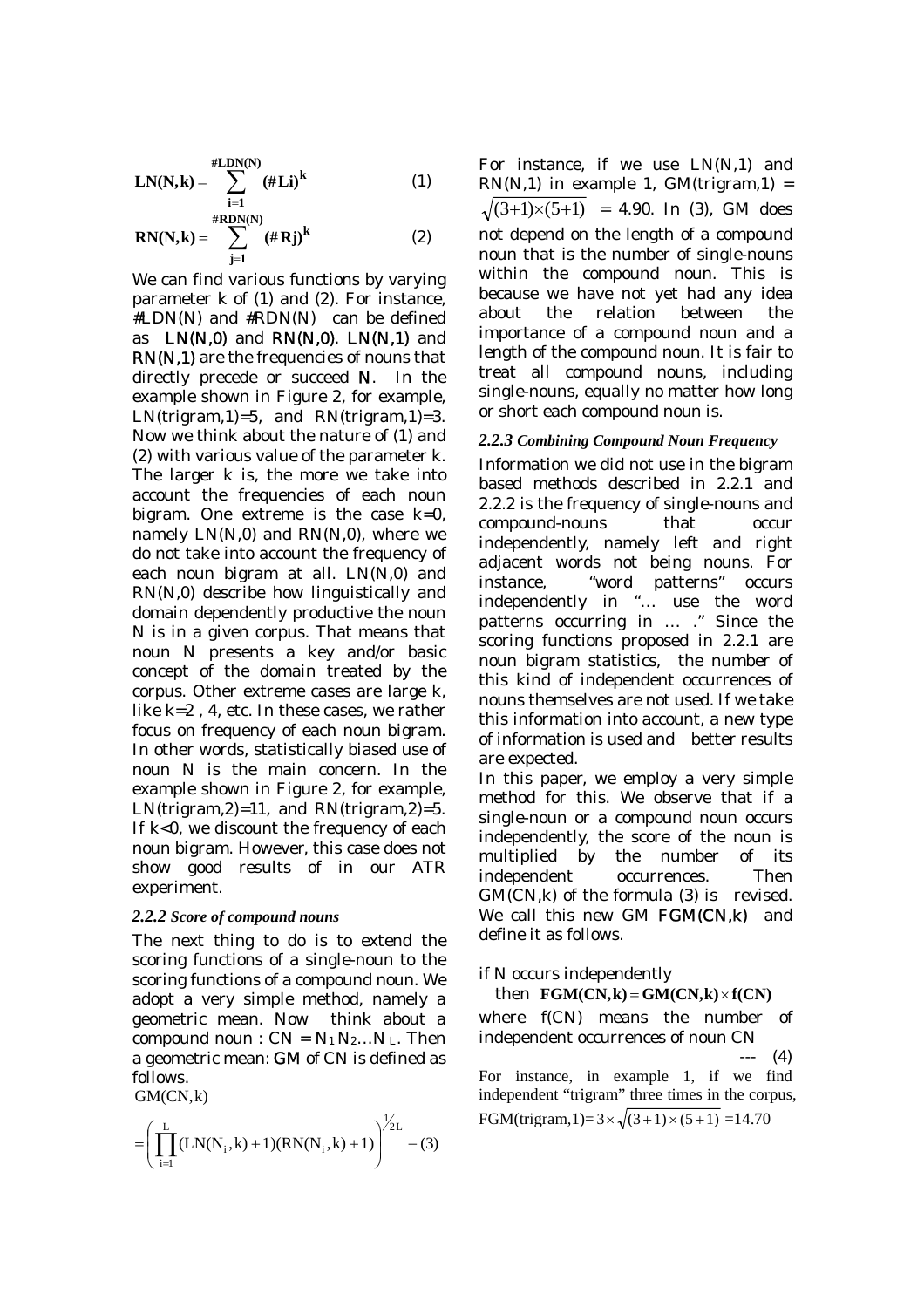$$\mathbf{LN(N,k)} = \sum_{\mathbf{i=1}}^{\mathbf{\#LDN(N)}} (\mathbf{\#Li})^{\mathbf{k}} \quad (1)$$

$$\mathbf{RN(N,k)} = \sum_{\mathbf{j=1}}^{\mathbf{\#RDN(N)}} (\mathbf{\#Rj})^{\mathbf{k}} \quad (2)$$

We can find various functions by varying parameter k of (1) and (2). For instance, #LDN(N) and #RDN(N) can be defined as **LN(N,0)** and **RN(N,0)**. **LN(N,1)** and **RN(N,1)** are the frequencies of nouns that directly precede or succeed **N**. In the example shown in Figure 2, for example, LN(trigram,1)=5, and RN(trigram,1)=3. Now we think about the nature of (1) and (2) with various value of the parameter k. The larger k is, the more we take into account the frequencies of each noun bigram. One extreme is the case k=0, namely LN(N,0) and RN(N,0), where we do not take into account the frequency of each noun bigram at all. LN(N,0) and RN(N,0) describe how linguistically and domain dependently productive the noun N is in a given corpus. That means that noun N presents a key and/or basic concept of the domain treated by the corpus. Other extreme cases are large k, like k=2 , 4, etc. In these cases, we rather focus on frequency of each noun bigram. In other words, statistically biased use of noun N is the main concern. In the example shown in Figure 2, for example, LN(trigram,2)=11, and RN(trigram,2)=5. If k<0, we discount the frequency of each noun bigram. However, this case does not show good results of in our ATR experiment.

### *2.2.2 Score of compound nouns*

The next thing to do is to extend the scoring functions of a single-noun to the scoring functions of a compound noun. We adopt a very simple method, namely a geometric mean. Now think about a compound noun : CN = $N_1 N_2 \ldots N_L$. Then a geometric mean: **GM** of CN is defined as follows.

$$\mathrm{GM(CN,k)} = \left( \prod_{i=1}^{L} (\mathrm{LN}(N_i,k)+1)(\mathrm{RN}(N_i,k)+1) \right)^{1/2L} \quad -(3)$$

For instance, if we use LN(N,1) and RN(N,1) in example 1, GM(trigram,1) = $\sqrt{(3+1)\times(5+1)}$ = 4.90. In (3), GM does not depend on the length of a compound noun that is the number of single-nouns within the compound noun. This is because we have not yet had any idea about the relation between the importance of a compound noun and a length of the compound noun. It is fair to treat all compound nouns, including single-nouns, equally no matter how long or short each compound noun is.

### *2.2.3 Combining Compound Noun Frequency*

Information we did not use in the bigram based methods described in 2.2.1 and 2.2.2 is the frequency of single-nouns and compound-nouns that occur independently, namely left and right adjacent words not being nouns. For instance, "word patterns" occurs independently in "… use the word patterns occurring in … ." Since the scoring functions proposed in 2.2.1 are noun bigram statistics, the number of this kind of independent occurrences of nouns themselves are not used. If we take this information into account, a new type of information is used and better results are expected.

In this paper, we employ a very simple method for this. We observe that if a single-noun or a compound noun occurs independently, the score of the noun is multiplied by the number of its independent occurrences. Then GM(CN,k) of the formula (3) is revised. We call this new GM **FGM(CN,k)** and define it as follows.

if N occurs independently

then $\mathbf{FGM(CN,k)} = \mathbf{GM(CN,k)} \times \mathbf{f(CN)}$

where f(CN) means the number of independent occurrences of noun CN --- (4)

For instance, in example 1, if we find independent "trigram" three times in the corpus, FGM(trigram,1)= $3 \times \sqrt{(3+1)\times(5+1)}$ =14.70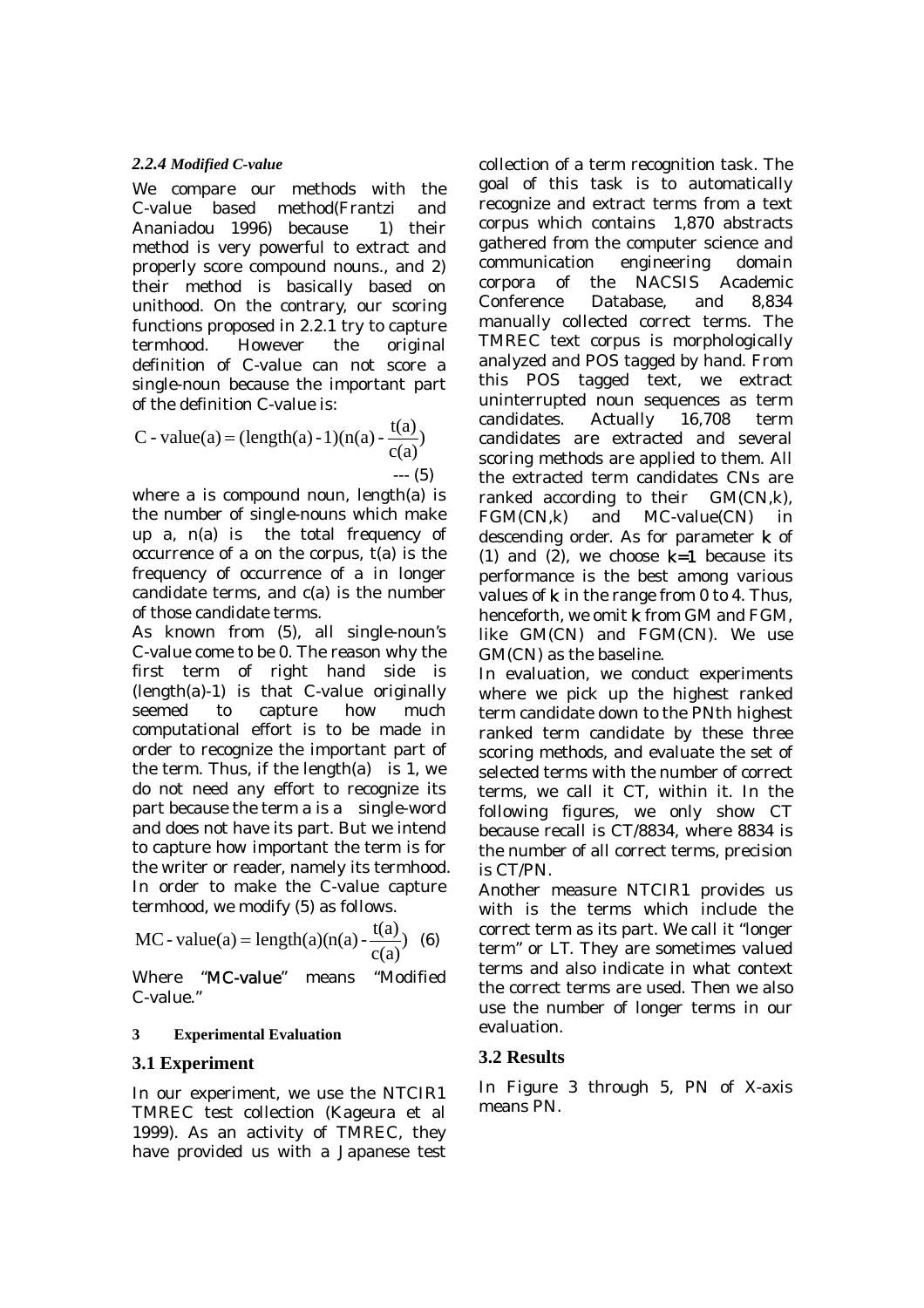### 2.2.4 Modified C-value

We compare our methods with the C-value based method(Frantzi and Ananiadou 1996) because 1) their method is very powerful to extract and properly score compound nouns., and 2) their method is basically based on unithood. On the contrary, our scoring functions proposed in 2.2.1 try to capture termhood. However the original definition of C-value can not score a single-noun because the important part of the definition C-value is:

$$\text{C-value}(a) = (\text{length}(a) - 1)(n(a) - \frac{t(a)}{c(a)}) \quad \text{--- (5)}$$

where a is compound noun, length(a) is the number of single-nouns which make up a, n(a) is the total frequency of occurrence of a on the corpus, t(a) is the frequency of occurrence of a in longer candidate terms, and c(a) is the number of those candidate terms.

As known from (5), all single-noun's C-value come to be 0. The reason why the first term of right hand side is (length(a)-1) is that C-value originally seemed to capture how much computational effort is to be made in order to recognize the important part of the term. Thus, if the length(a) is 1, we do not need any effort to recognize its part because the term a is a single-word and does not have its part. But we intend to capture how important the term is for the writer or reader, namely its termhood. In order to make the C-value capture termhood, we modify (5) as follows.

$$\text{MC-value}(a) = \text{length}(a)(n(a) - \frac{t(a)}{c(a)}) \quad (6)$$

Where "MC-value" means "Modified C-value."

## 3 Experimental Evaluation

### 3.1 Experiment

In our experiment, we use the NTCIR1 TMREC test collection (Kageura et al 1999). As an activity of TMREC, they have provided us with a Japanese test collection of a term recognition task. The goal of this task is to automatically recognize and extract terms from a text corpus which contains 1,870 abstracts gathered from the computer science and communication engineering domain corpora of the NACSIS Academic Conference Database, and 8,834 manually collected correct terms. The TMREC text corpus is morphologically analyzed and POS tagged by hand. From this POS tagged text, we extract uninterrupted noun sequences as term candidates. Actually 16,708 term candidates are extracted and several scoring methods are applied to them. All the extracted term candidates CNs are ranked according to their GM(CN,k), FGM(CN,k) and MC-value(CN) in descending order. As for parameter k of (1) and (2), we choose k=1 because its performance is the best among various values of k in the range from 0 to 4. Thus, henceforth, we omit k from GM and FGM, like GM(CN) and FGM(CN). We use GM(CN) as the baseline.

In evaluation, we conduct experiments where we pick up the highest ranked term candidate down to the PNth highest ranked term candidate by these three scoring methods, and evaluate the set of selected terms with the number of correct terms, we call it CT, within it. In the following figures, we only show CT because recall is CT/8834, where 8834 is the number of all correct terms, precision is CT/PN.

Another measure NTCIR1 provides us with is the terms which include the correct term as its part. We call it "longer term" or LT. They are sometimes valued terms and also indicate in what context the correct terms are used. Then we also use the number of longer terms in our evaluation.

### 3.2 Results

In Figure 3 through 5, PN of X-axis means PN.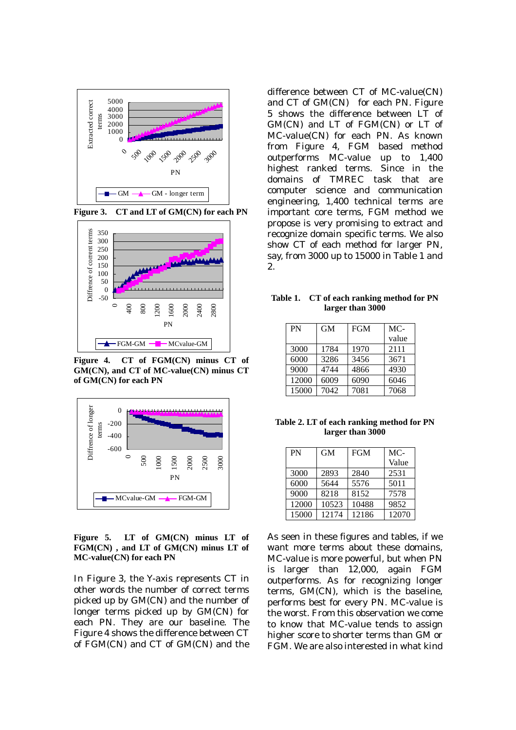Figure 3. CT and LT of GM(CN) for each PN

Figure 4. CT of FGM(CN) minus CT of GM(CN), and CT of MC-value(CN) minus CT of GM(CN) for each PN

Figure 5. LT of GM(CN) minus LT of FGM(CN) , and LT of GM(CN) minus LT of MC-value(CN) for each PN

In Figure 3, the Y-axis represents CT in other words the number of correct terms picked up by GM(CN) and the number of longer terms picked up by GM(CN) for each PN. They are our baseline. The Figure 4 shows the difference between CT of FGM(CN) and CT of GM(CN) and the difference between CT of MC-value(CN) and CT of GM(CN) for each PN. Figure 5 shows the difference between LT of GM(CN) and LT of FGM(CN) or LT of MC-value(CN) for each PN. As known from Figure 4, FGM based method outperforms MC-value up to 1,400 highest ranked terms. Since in the domains of TMREC task that are computer science and communication engineering, 1,400 technical terms are important core terms, FGM method we propose is very promising to extract and recognize domain specific terms. We also show CT of each method for larger PN, say, from 3000 up to 15000 in Table 1 and 2.

**Table 1. CT of each ranking method for PN larger than 3000**

| PN | GM | FGM | MC-value |
|---|---|---|---|
| 3000 | 1784 | 1970 | 2111 |
| 6000 | 3286 | 3456 | 3671 |
| 9000 | 4744 | 4866 | 4930 |
| 12000 | 6009 | 6090 | 6046 |
| 15000 | 7042 | 7081 | 7068 |

**Table 2. LT of each ranking method for PN larger than 3000**

| PN | GM | FGM | MC-Value |
|---|---|---|---|
| 3000 | 2893 | 2840 | 2531 |
| 6000 | 5644 | 5576 | 5011 |
| 9000 | 8218 | 8152 | 7578 |
| 12000 | 10523 | 10488 | 9852 |
| 15000 | 12174 | 12186 | 12070 |

As seen in these figures and tables, if we want more terms about these domains, MC-value is more powerful, but when PN is larger than 12,000, again FGM outperforms. As for recognizing longer terms, GM(CN), which is the baseline, performs best for every PN. MC-value is the worst. From this observation we come to know that MC-value tends to assign higher score to shorter terms than GM or FGM. We are also interested in what kind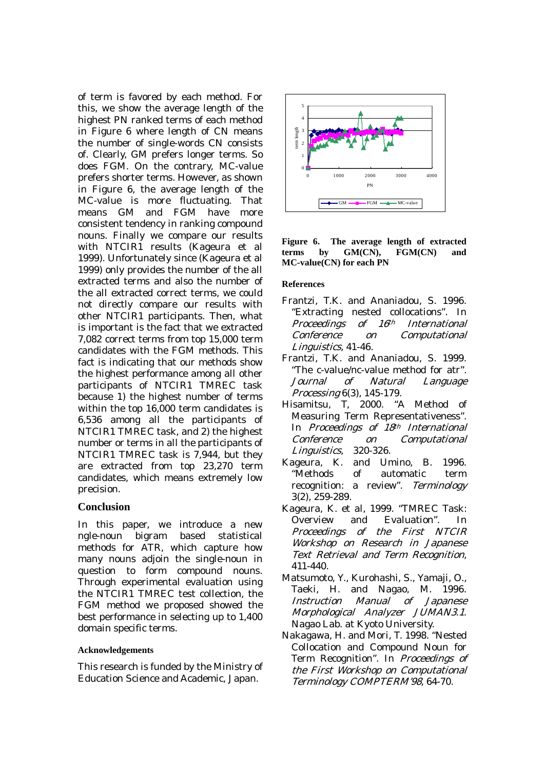of term is favored by each method. For this, we show the average length of the highest PN ranked terms of each method in Figure 6 where length of CN means the number of single-words CN consists of. Clearly, GM prefers longer terms. So does FGM. On the contrary, MC-value prefers shorter terms. However, as shown in Figure 6, the average length of the MC-value is more fluctuating. That means GM and FGM have more consistent tendency in ranking compound nouns. Finally we compare our results with NTCIR1 results (Kageura et al 1999). Unfortunately since (Kageura et al 1999) only provides the number of the all extracted terms and also the number of the all extracted correct terms, we could not directly compare our results with other NTCIR1 participants. Then, what is important is the fact that we extracted 7,082 correct terms from top 15,000 term candidates with the FGM methods. This fact is indicating that our methods show the highest performance among all other participants of NTCIR1 TMREC task because 1) the highest number of terms within the top 16,000 term candidates is 6,536 among all the participants of NTCIR1 TMREC task, and 2) the highest number or terms in all the participants of NTCIR1 TMREC task is 7,944, but they are extracted from top 23,270 term candidates, which means extremely low precision.

## Conclusion

In this paper, we introduce a new ngle-noun bigram based statistical methods for ATR, which capture how many nouns adjoin the single-noun in question to form compound nouns. Through experimental evaluation using the NTCIR1 TMREC test collection, the FGM method we proposed showed the best performance in selecting up to 1,400 domain specific terms.

### Acknowledgements

This research is funded by the Ministry of Education Science and Academic, Japan.

term length
0
1
2
3
4
5
0
1000
2000
3000
4000
PN
GM
FGM
MC-value

**Figure 6. The average length of extracted terms by GM(CN), FGM(CN) and MC-value(CN) for each PN**

### References

Frantzi, T.K. and Ananiadou, S. 1996. "Extracting nested collocations". In *Proceedings of 16th International Conference on Computational Linguistics*, 41-46.

Frantzi, T.K. and Ananiadou, S. 1999. "The c-value/nc-value method for atr". *Journal of Natural Language Processing* 6(3), 145-179.

Hisamitsu, T, 2000. "A Method of Measuring Term Representativeness". In *Proceedings of 18th International Conference on Computational Linguistics*, 320-326.

Kageura, K. and Umino, B. 1996. "Methods of automatic term recognition: a review". *Terminology* 3(2), 259-289.

Kageura, K. et al, 1999. "TMREC Task: Overview and Evaluation". In *Proceedings of the First NTCIR Workshop on Research in Japanese Text Retrieval and Term Recognition*, 411-440.

Matsumoto, Y., Kurohashi, S., Yamaji, O., Taeki, H. and Nagao, M. 1996. *Instruction Manual of Japanese Morphological Analyzer JUMAN3.1*. Nagao Lab. at Kyoto University.

Nakagawa, H. and Mori, T. 1998. "Nested Collocation and Compound Noun for Term Recognition". In *Proceedings of the First Workshop on Computational Terminology COMPTERM'98*, 64-70.